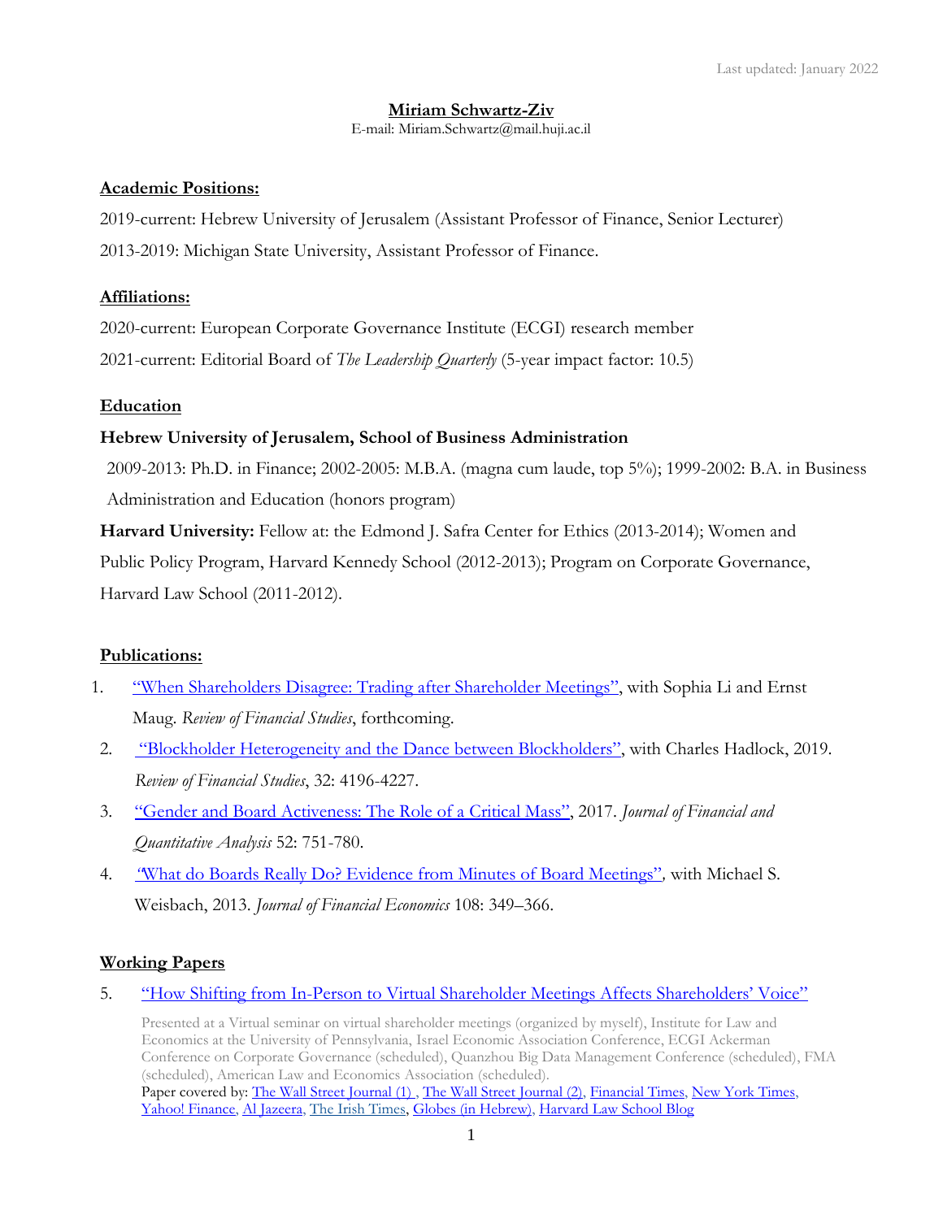Last updated: January 2022

# Miriam Schwartz-Ziv

E-mail: Miriam.Schwartz@mail.huji.ac.il

## Academic Positions:

2019-current: Hebrew University of Jerusalem (Assistant Professor of Finance, Senior Lecturer)

2013-2019: Michigan State University, Assistant Professor of Finance.

## Affiliations:

2020-current: European Corporate Governance Institute (ECGI) research member

2021-current: Editorial Board of *The Leadership Quarterly* (5-year impact factor: 10.5)

## Education

**Hebrew University of Jerusalem, School of Business Administration**

2009-2013: Ph.D. in Finance; 2002-2005: M.B.A. (magna cum laude, top 5%); 1999-2002: B.A. in Business Administration and Education (honors program)

**Harvard University:** Fellow at: the Edmond J. Safra Center for Ethics (2013-2014); Women and Public Policy Program, Harvard Kennedy School (2012-2013); Program on Corporate Governance, Harvard Law School (2011-2012).

## Publications:

1. "When Shareholders Disagree: Trading after Shareholder Meetings", with Sophia Li and Ernst Maug. *Review of Financial Studies*, forthcoming.
2. "Blockholder Heterogeneity and the Dance between Blockholders", with Charles Hadlock, 2019. *Review of Financial Studies*, 32: 4196-4227.
3. "Gender and Board Activeness: The Role of a Critical Mass", 2017. *Journal of Financial and Quantitative Analysis* 52: 751-780.
4. "What do Boards Really Do? Evidence from Minutes of Board Meetings", with Michael S. Weisbach, 2013. *Journal of Financial Economics* 108: 349–366.

## Working Papers

5. "How Shifting from In-Person to Virtual Shareholder Meetings Affects Shareholders' Voice"

   Presented at a Virtual seminar on virtual shareholder meetings (organized by myself), Institute for Law and Economics at the University of Pennsylvania, Israel Economic Association Conference, ECGI Ackerman Conference on Corporate Governance (scheduled), Quanzhou Big Data Management Conference (scheduled), FMA (scheduled), American Law and Economics Association (scheduled).

   Paper covered by: The Wall Street Journal (1), The Wall Street Journal (2), Financial Times, New York Times, Yahoo! Finance, Al Jazeera, The Irish Times, Globes (in Hebrew), Harvard Law School Blog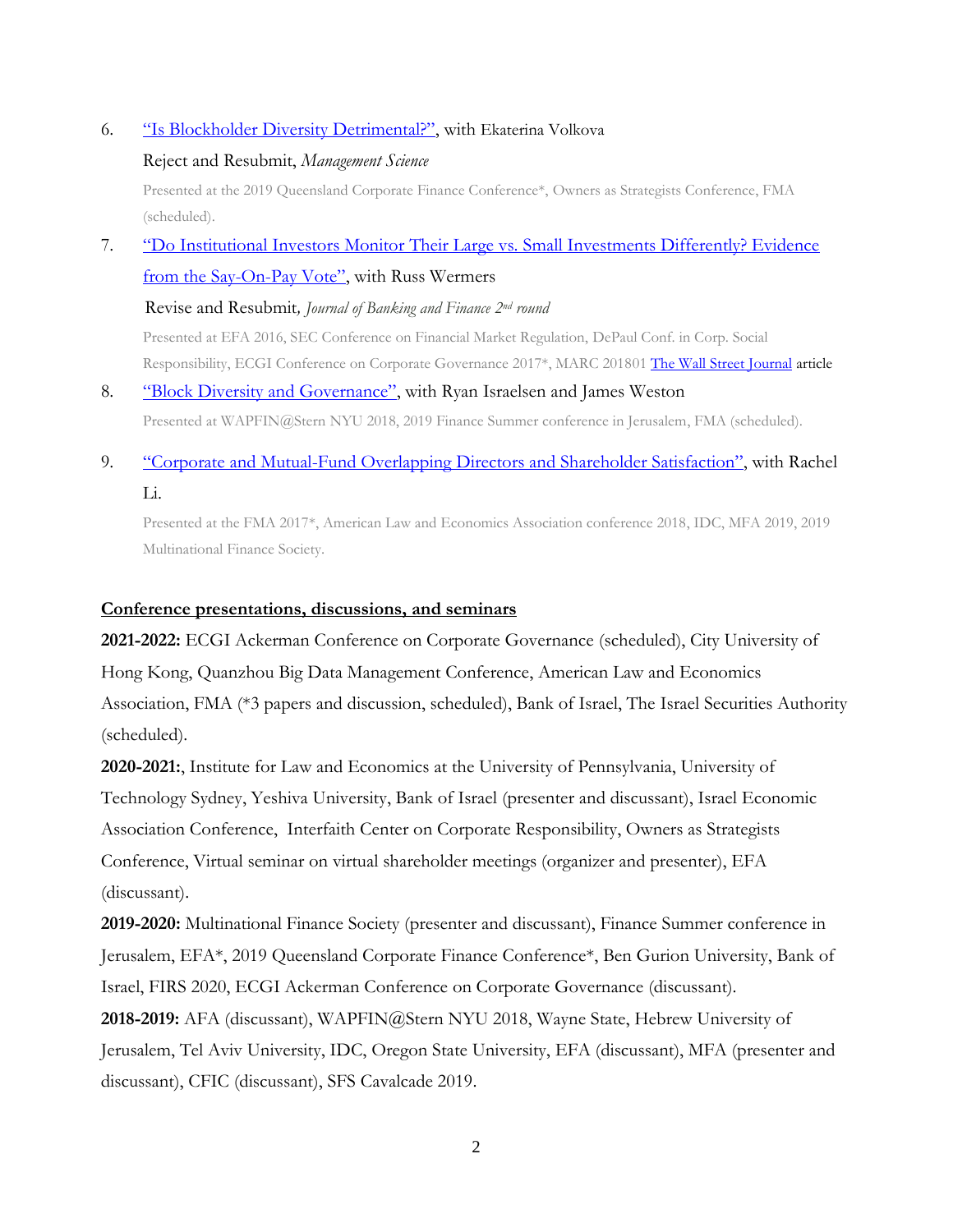6. [“Is Blockholder Diversity Detrimental?”](), with Ekaterina Volkova

   Reject and Resubmit, *Management Science*

   Presented at the 2019 Queensland Corporate Finance Conference*, Owners as Strategists Conference, FMA (scheduled).

7. [“Do Institutional Investors Monitor Their Large vs. Small Investments Differently? Evidence from the Say-On-Pay Vote”](), with Russ Wermers

   Revise and Resubmit*, Journal of Banking and Finance 2nd round*

   Presented at EFA 2016, SEC Conference on Financial Market Regulation, DePaul Conf. in Corp. Social Responsibility, ECGI Conference on Corporate Governance 2017*, MARC 201801 [The Wall Street Journal]() article

8. [“Block Diversity and Governance”](), with Ryan Israelsen and James Weston

   Presented at WAPFIN@Stern NYU 2018, 2019 Finance Summer conference in Jerusalem, FMA (scheduled).

9. [“Corporate and Mutual-Fund Overlapping Directors and Shareholder Satisfaction”](), with Rachel Li.

   Presented at the FMA 2017*, American Law and Economics Association conference 2018, IDC, MFA 2019, 2019 Multinational Finance Society.

## Conference presentations, discussions, and seminars

**2021-2022:** ECGI Ackerman Conference on Corporate Governance (scheduled), City University of Hong Kong, Quanzhou Big Data Management Conference, American Law and Economics Association, FMA (*3 papers and discussion, scheduled), Bank of Israel, The Israel Securities Authority (scheduled).

**2020-2021:**, Institute for Law and Economics at the University of Pennsylvania, University of Technology Sydney, Yeshiva University, Bank of Israel (presenter and discussant), Israel Economic Association Conference, Interfaith Center on Corporate Responsibility, Owners as Strategists Conference, Virtual seminar on virtual shareholder meetings (organizer and presenter), EFA (discussant).

**2019-2020:** Multinational Finance Society (presenter and discussant), Finance Summer conference in Jerusalem, EFA*, 2019 Queensland Corporate Finance Conference*, Ben Gurion University, Bank of Israel, FIRS 2020, ECGI Ackerman Conference on Corporate Governance (discussant).

**2018-2019:** AFA (discussant), WAPFIN@Stern NYU 2018, Wayne State, Hebrew University of Jerusalem, Tel Aviv University, IDC, Oregon State University, EFA (discussant), MFA (presenter and discussant), CFIC (discussant), SFS Cavalcade 2019.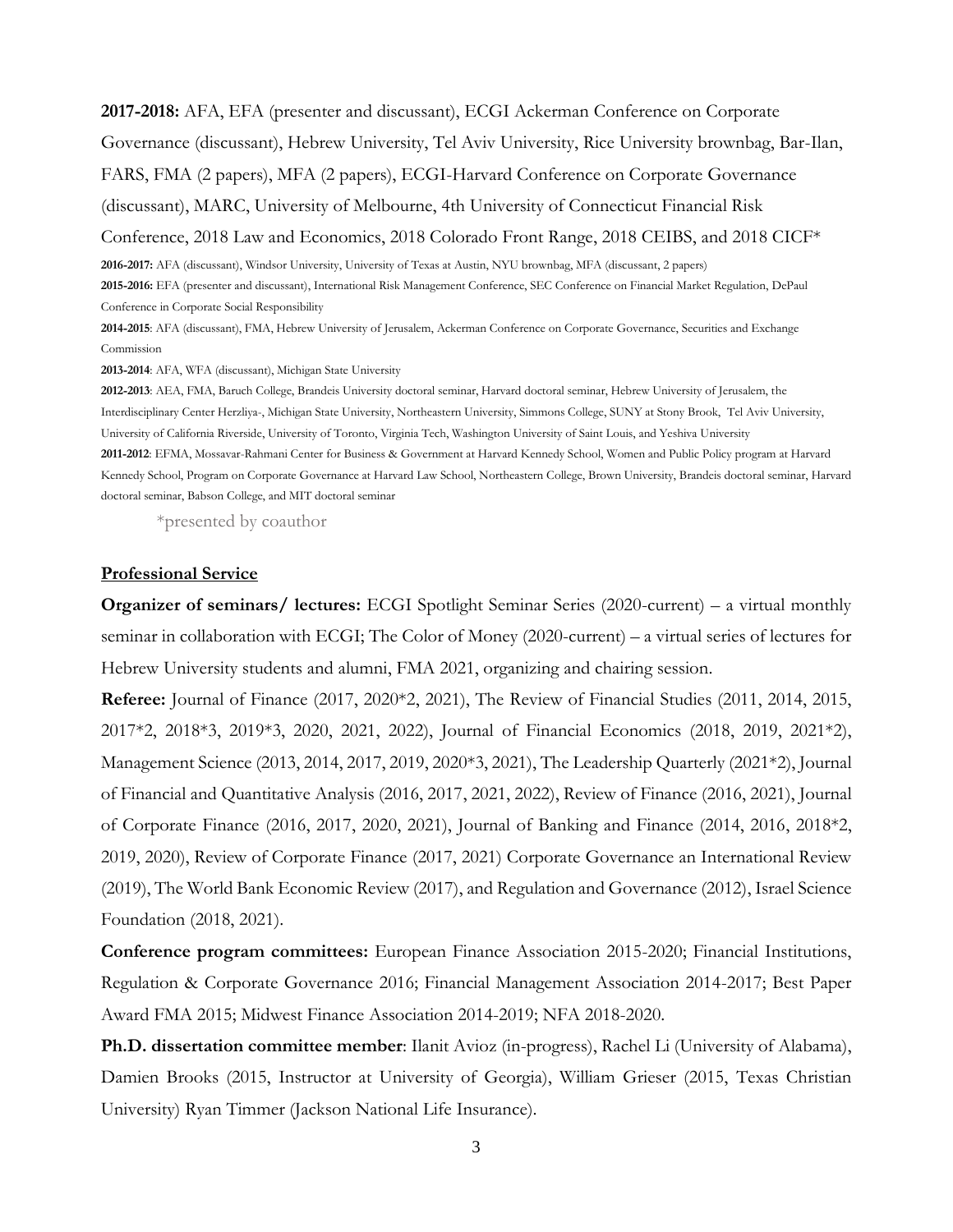**2017-2018:** AFA, EFA (presenter and discussant), ECGI Ackerman Conference on Corporate Governance (discussant), Hebrew University, Tel Aviv University, Rice University brownbag, Bar-Ilan, FARS, FMA (2 papers), MFA (2 papers), ECGI-Harvard Conference on Corporate Governance (discussant), MARC, University of Melbourne, 4th University of Connecticut Financial Risk Conference, 2018 Law and Economics, 2018 Colorado Front Range, 2018 CEIBS, and 2018 CICF*

**2016-2017:** AFA (discussant), Windsor University, University of Texas at Austin, NYU brownbag, MFA (discussant, 2 papers)

**2015-2016:** EFA (presenter and discussant), International Risk Management Conference, SEC Conference on Financial Market Regulation, DePaul Conference in Corporate Social Responsibility

**2014-2015**: AFA (discussant), FMA, Hebrew University of Jerusalem, Ackerman Conference on Corporate Governance, Securities and Exchange Commission

**2013-2014**: AFA, WFA (discussant), Michigan State University

**2012-2013**: AEA, FMA, Baruch College, Brandeis University doctoral seminar, Harvard doctoral seminar, Hebrew University of Jerusalem, the Interdisciplinary Center Herzliya-, Michigan State University, Northeastern University, Simmons College, SUNY at Stony Brook, Tel Aviv University, University of California Riverside, University of Toronto, Virginia Tech, Washington University of Saint Louis, and Yeshiva University

**2011-2012**: EFMA, Mossavar-Rahmani Center for Business & Government at Harvard Kennedy School, Women and Public Policy program at Harvard Kennedy School, Program on Corporate Governance at Harvard Law School, Northeastern College, Brown University, Brandeis doctoral seminar, Harvard doctoral seminar, Babson College, and MIT doctoral seminar

*presented by coauthor

## Professional Service

**Organizer of seminars/ lectures:** ECGI Spotlight Seminar Series (2020-current) – a virtual monthly seminar in collaboration with ECGI; The Color of Money (2020-current) – a virtual series of lectures for Hebrew University students and alumni, FMA 2021, organizing and chairing session.

**Referee:** Journal of Finance (2017, 2020*2, 2021), The Review of Financial Studies (2011, 2014, 2015, 2017*2, 2018*3, 2019*3, 2020, 2021, 2022), Journal of Financial Economics (2018, 2019, 2021*2), Management Science (2013, 2014, 2017, 2019, 2020*3, 2021), The Leadership Quarterly (2021*2), Journal of Financial and Quantitative Analysis (2016, 2017, 2021, 2022), Review of Finance (2016, 2021), Journal of Corporate Finance (2016, 2017, 2020, 2021), Journal of Banking and Finance (2014, 2016, 2018*2, 2019, 2020), Review of Corporate Finance (2017, 2021) Corporate Governance an International Review (2019), The World Bank Economic Review (2017), and Regulation and Governance (2012), Israel Science Foundation (2018, 2021).

**Conference program committees:** European Finance Association 2015-2020; Financial Institutions, Regulation & Corporate Governance 2016; Financial Management Association 2014-2017; Best Paper Award FMA 2015; Midwest Finance Association 2014-2019; NFA 2018-2020.

**Ph.D. dissertation committee member**: Ilanit Avioz (in-progress), Rachel Li (University of Alabama), Damien Brooks (2015, Instructor at University of Georgia), William Grieser (2015, Texas Christian University) Ryan Timmer (Jackson National Life Insurance).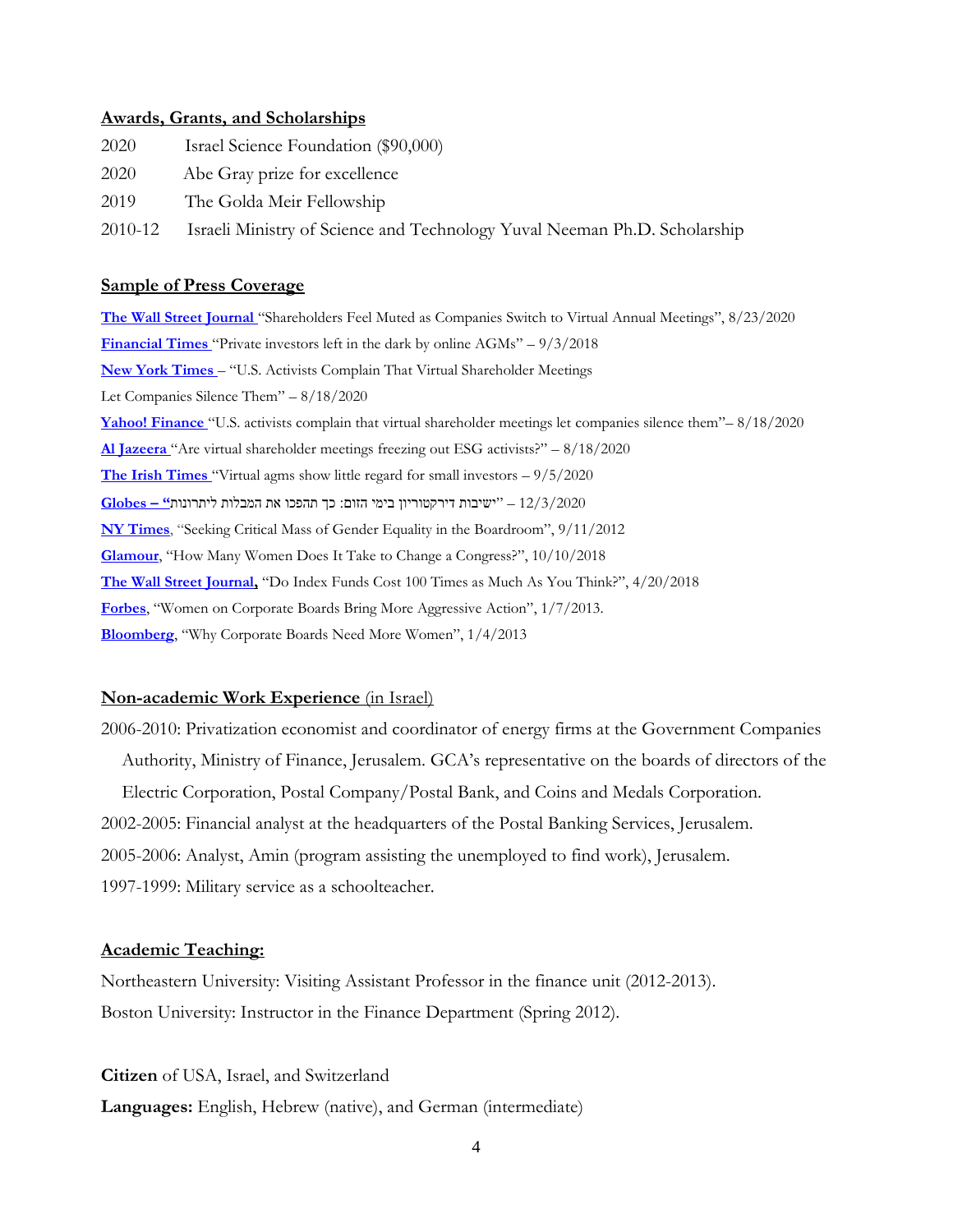## Awards, Grants, and Scholarships

2020 Israel Science Foundation ($90,000)

2020 Abe Gray prize for excellence

2019 The Golda Meir Fellowship

2010-12 Israeli Ministry of Science and Technology Yuval Neeman Ph.D. Scholarship

## Sample of Press Coverage

**The Wall Street Journal** "Shareholders Feel Muted as Companies Switch to Virtual Annual Meetings", 8/23/2020

**Financial Times** "Private investors left in the dark by online AGMs" – 9/3/2018

**New York Times** – "U.S. Activists Complain That Virtual Shareholder Meetings Let Companies Silence Them" – 8/18/2020

**Yahoo! Finance** "U.S. activists complain that virtual shareholder meetings let companies silence them"– 8/18/2020

**Al Jazeera** "Are virtual shareholder meetings freezing out ESG activists?" – 8/18/2020

**The Irish Times** "Virtual agms show little regard for small investors – 9/5/2020

**Globes – "**ישיבות דירקטוריון בימי הזום: כך תהפכו את המבלות ליתרונות" – 12/3/2020

**NY Times**, "Seeking Critical Mass of Gender Equality in the Boardroom", 9/11/2012

**Glamour**, "How Many Women Does It Take to Change a Congress?", 10/10/2018

**The Wall Street Journal,** "Do Index Funds Cost 100 Times as Much As You Think?", 4/20/2018

**Forbes**, "Women on Corporate Boards Bring More Aggressive Action", 1/7/2013.

**Bloomberg**, "Why Corporate Boards Need More Women", 1/4/2013

## Non-academic Work Experience (in Israel)

2006-2010: Privatization economist and coordinator of energy firms at the Government Companies Authority, Ministry of Finance, Jerusalem. GCA's representative on the boards of directors of the Electric Corporation, Postal Company/Postal Bank, and Coins and Medals Corporation.

2002-2005: Financial analyst at the headquarters of the Postal Banking Services, Jerusalem.

2005-2006: Analyst, Amin (program assisting the unemployed to find work), Jerusalem.

1997-1999: Military service as a schoolteacher.

## Academic Teaching:

Northeastern University: Visiting Assistant Professor in the finance unit (2012-2013).

Boston University: Instructor in the Finance Department (Spring 2012).

**Citizen** of USA, Israel, and Switzerland

**Languages:** English, Hebrew (native), and German (intermediate)